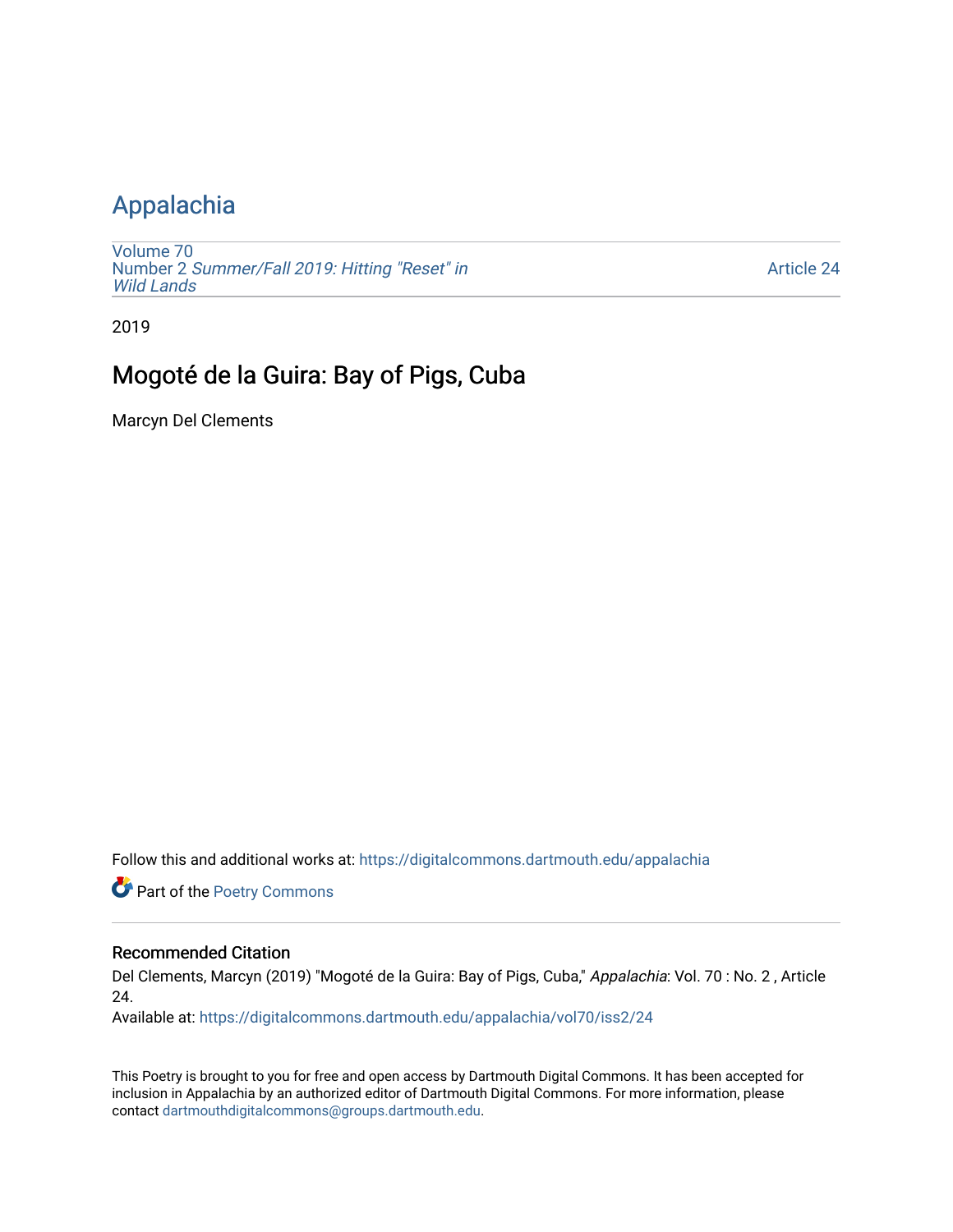# Appalachia

Volume 70
Number 2 *Summer/Fall 2019: Hitting "Reset" in Wild Lands*

Article 24

2019

## Mogoté de la Guira: Bay of Pigs, Cuba

Marcyn Del Clements

Follow this and additional works at: https://digitalcommons.dartmouth.edu/appalachia

Part of the Poetry Commons

### Recommended Citation

Del Clements, Marcyn (2019) "Mogoté de la Guira: Bay of Pigs, Cuba," *Appalachia*: Vol. 70 : No. 2 , Article 24.
Available at: https://digitalcommons.dartmouth.edu/appalachia/vol70/iss2/24

This Poetry is brought to you for free and open access by Dartmouth Digital Commons. It has been accepted for inclusion in Appalachia by an authorized editor of Dartmouth Digital Commons. For more information, please contact dartmouthdigitalcommons@groups.dartmouth.edu.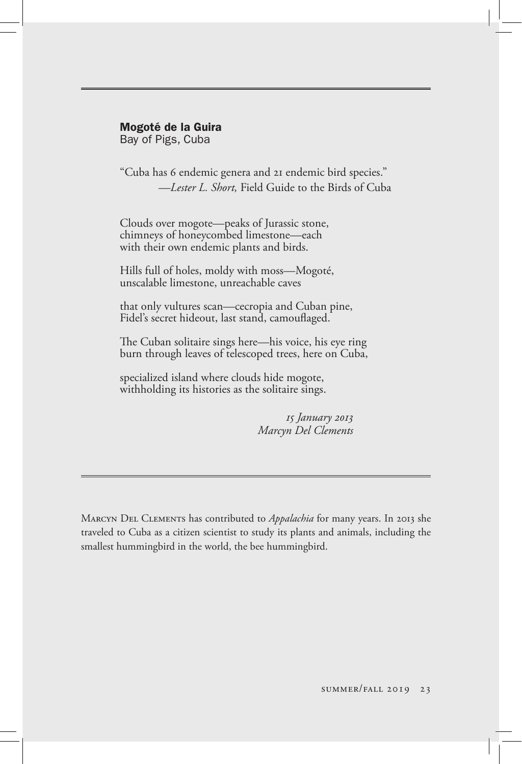### Mogoté de la Guira
Bay of Pigs, Cuba

"Cuba has 6 endemic genera and 21 endemic bird species."
—*Lester L. Short,* Field Guide to the Birds of Cuba

Clouds over mogote—peaks of Jurassic stone,
chimneys of honeycombed limestone—each
with their own endemic plants and birds.

Hills full of holes, moldy with moss—Mogoté,
unscalable limestone, unreachable caves

that only vultures scan—cecropia and Cuban pine,
Fidel's secret hideout, last stand, camouflaged.

The Cuban solitaire sings here—his voice, his eye ring
burn through leaves of telescoped trees, here on Cuba,

specialized island where clouds hide mogote,
withholding its histories as the solitaire sings.

*15 January 2013*
*Marcyn Del Clements*

---

Marcyn Del Clements has contributed to *Appalachia* for many years. In 2013 she traveled to Cuba as a citizen scientist to study its plants and animals, including the smallest hummingbird in the world, the bee hummingbird.